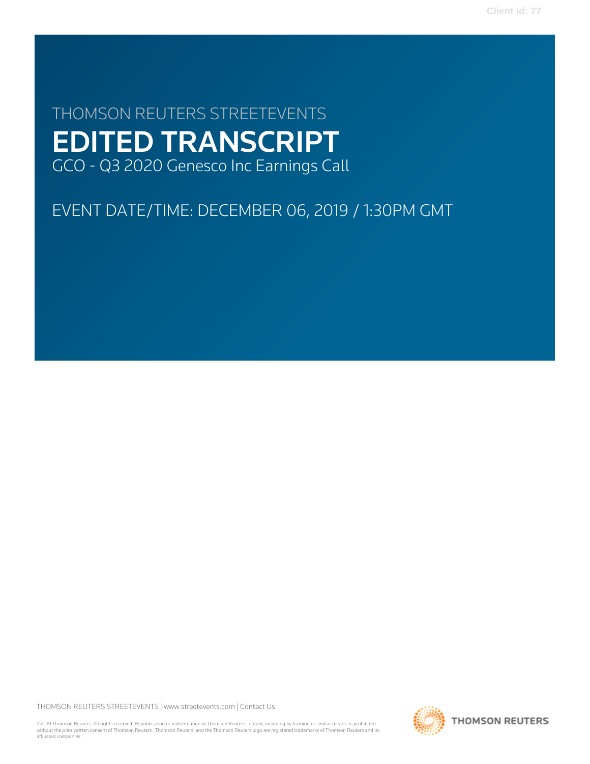THOMSON REUTERS STREETEVENTS

# EDITED TRANSCRIPT

GCO - Q3 2020 Genesco Inc Earnings Call

EVENT DATE/TIME: DECEMBER 06, 2019 / 1:30PM GMT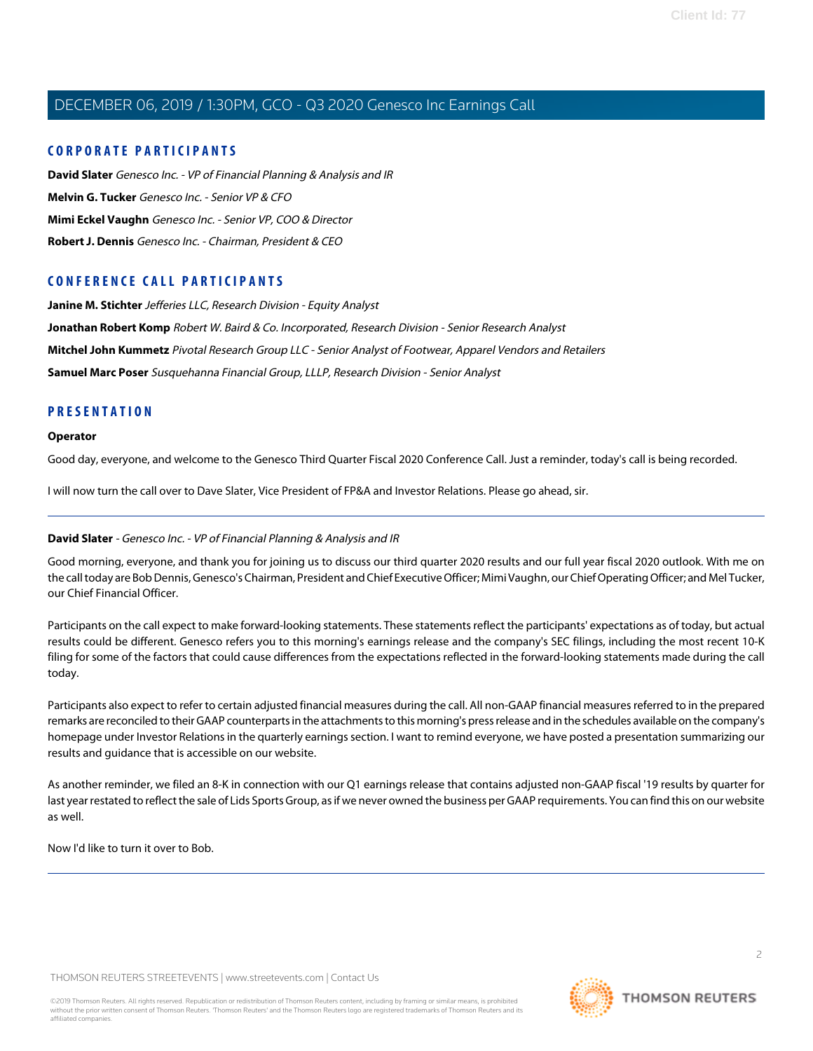## CORPORATE PARTICIPANTS

**David Slater** *Genesco Inc. - VP of Financial Planning & Analysis and IR*

**Melvin G. Tucker** *Genesco Inc. - Senior VP & CFO*

**Mimi Eckel Vaughn** *Genesco Inc. - Senior VP, COO & Director*

**Robert J. Dennis** *Genesco Inc. - Chairman, President & CEO*

## CONFERENCE CALL PARTICIPANTS

**Janine M. Stichter** *Jefferies LLC, Research Division - Equity Analyst*

**Jonathan Robert Komp** *Robert W. Baird & Co. Incorporated, Research Division - Senior Research Analyst*

**Mitchel John Kummetz** *Pivotal Research Group LLC - Senior Analyst of Footwear, Apparel Vendors and Retailers*

**Samuel Marc Poser** *Susquehanna Financial Group, LLLP, Research Division - Senior Analyst*

## PRESENTATION

**Operator**

Good day, everyone, and welcome to the Genesco Third Quarter Fiscal 2020 Conference Call. Just a reminder, today's call is being recorded.

I will now turn the call over to Dave Slater, Vice President of FP&A and Investor Relations. Please go ahead, sir.

---

**David Slater** - *Genesco Inc. - VP of Financial Planning & Analysis and IR*

Good morning, everyone, and thank you for joining us to discuss our third quarter 2020 results and our full year fiscal 2020 outlook. With me on the call today are Bob Dennis, Genesco's Chairman, President and Chief Executive Officer; Mimi Vaughn, our Chief Operating Officer; and Mel Tucker, our Chief Financial Officer.

Participants on the call expect to make forward-looking statements. These statements reflect the participants' expectations as of today, but actual results could be different. Genesco refers you to this morning's earnings release and the company's SEC filings, including the most recent 10-K filing for some of the factors that could cause differences from the expectations reflected in the forward-looking statements made during the call today.

Participants also expect to refer to certain adjusted financial measures during the call. All non-GAAP financial measures referred to in the prepared remarks are reconciled to their GAAP counterparts in the attachments to this morning's press release and in the schedules available on the company's homepage under Investor Relations in the quarterly earnings section. I want to remind everyone, we have posted a presentation summarizing our results and guidance that is accessible on our website.

As another reminder, we filed an 8-K in connection with our Q1 earnings release that contains adjusted non-GAAP fiscal '19 results by quarter for last year restated to reflect the sale of Lids Sports Group, as if we never owned the business per GAAP requirements. You can find this on our website as well.

Now I'd like to turn it over to Bob.

---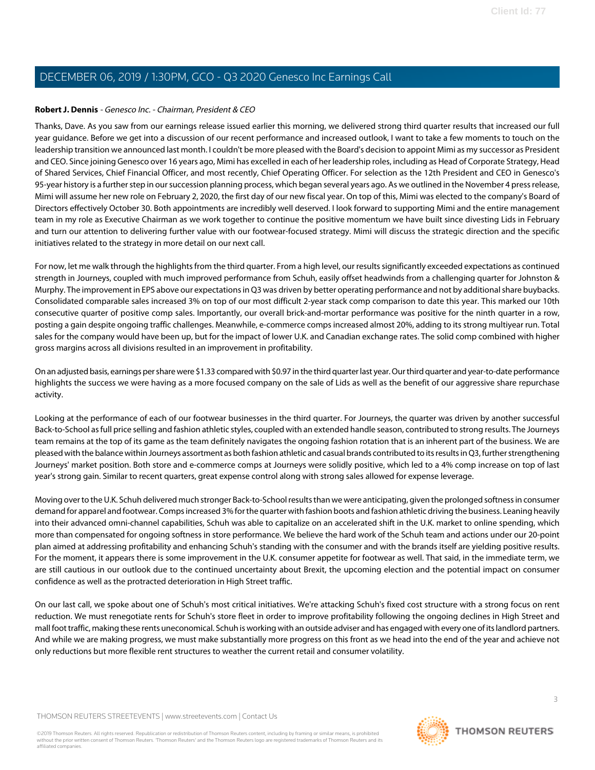**Robert J. Dennis** - *Genesco Inc. - Chairman, President & CEO*

Thanks, Dave. As you saw from our earnings release issued earlier this morning, we delivered strong third quarter results that increased our full year guidance. Before we get into a discussion of our recent performance and increased outlook, I want to take a few moments to touch on the leadership transition we announced last month. I couldn't be more pleased with the Board's decision to appoint Mimi as my successor as President and CEO. Since joining Genesco over 16 years ago, Mimi has excelled in each of her leadership roles, including as Head of Corporate Strategy, Head of Shared Services, Chief Financial Officer, and most recently, Chief Operating Officer. For selection as the 12th President and CEO in Genesco's 95-year history is a further step in our succession planning process, which began several years ago. As we outlined in the November 4 press release, Mimi will assume her new role on February 2, 2020, the first day of our new fiscal year. On top of this, Mimi was elected to the company's Board of Directors effectively October 30. Both appointments are incredibly well deserved. I look forward to supporting Mimi and the entire management team in my role as Executive Chairman as we work together to continue the positive momentum we have built since divesting Lids in February and turn our attention to delivering further value with our footwear-focused strategy. Mimi will discuss the strategic direction and the specific initiatives related to the strategy in more detail on our next call.

For now, let me walk through the highlights from the third quarter. From a high level, our results significantly exceeded expectations as continued strength in Journeys, coupled with much improved performance from Schuh, easily offset headwinds from a challenging quarter for Johnston & Murphy. The improvement in EPS above our expectations in Q3 was driven by better operating performance and not by additional share buybacks. Consolidated comparable sales increased 3% on top of our most difficult 2-year stack comp comparison to date this year. This marked our 10th consecutive quarter of positive comp sales. Importantly, our overall brick-and-mortar performance was positive for the ninth quarter in a row, posting a gain despite ongoing traffic challenges. Meanwhile, e-commerce comps increased almost 20%, adding to its strong multiyear run. Total sales for the company would have been up, but for the impact of lower U.K. and Canadian exchange rates. The solid comp combined with higher gross margins across all divisions resulted in an improvement in profitability.

On an adjusted basis, earnings per share were $1.33 compared with $0.97 in the third quarter last year. Our third quarter and year-to-date performance highlights the success we were having as a more focused company on the sale of Lids as well as the benefit of our aggressive share repurchase activity.

Looking at the performance of each of our footwear businesses in the third quarter. For Journeys, the quarter was driven by another successful Back-to-School as full price selling and fashion athletic styles, coupled with an extended handle season, contributed to strong results. The Journeys team remains at the top of its game as the team definitely navigates the ongoing fashion rotation that is an inherent part of the business. We are pleased with the balance within Journeys assortment as both fashion athletic and casual brands contributed to its results in Q3, further strengthening Journeys' market position. Both store and e-commerce comps at Journeys were solidly positive, which led to a 4% comp increase on top of last year's strong gain. Similar to recent quarters, great expense control along with strong sales allowed for expense leverage.

Moving over to the U.K. Schuh delivered much stronger Back-to-School results than we were anticipating, given the prolonged softness in consumer demand for apparel and footwear. Comps increased 3% for the quarter with fashion boots and fashion athletic driving the business. Leaning heavily into their advanced omni-channel capabilities, Schuh was able to capitalize on an accelerated shift in the U.K. market to online spending, which more than compensated for ongoing softness in store performance. We believe the hard work of the Schuh team and actions under our 20-point plan aimed at addressing profitability and enhancing Schuh's standing with the consumer and with the brands itself are yielding positive results. For the moment, it appears there is some improvement in the U.K. consumer appetite for footwear as well. That said, in the immediate term, we are still cautious in our outlook due to the continued uncertainty about Brexit, the upcoming election and the potential impact on consumer confidence as well as the protracted deterioration in High Street traffic.

On our last call, we spoke about one of Schuh's most critical initiatives. We're attacking Schuh's fixed cost structure with a strong focus on rent reduction. We must renegotiate rents for Schuh's store fleet in order to improve profitability following the ongoing declines in High Street and mall foot traffic, making these rents uneconomical. Schuh is working with an outside adviser and has engaged with every one of its landlord partners. And while we are making progress, we must make substantially more progress on this front as we head into the end of the year and achieve not only reductions but more flexible rent structures to weather the current retail and consumer volatility.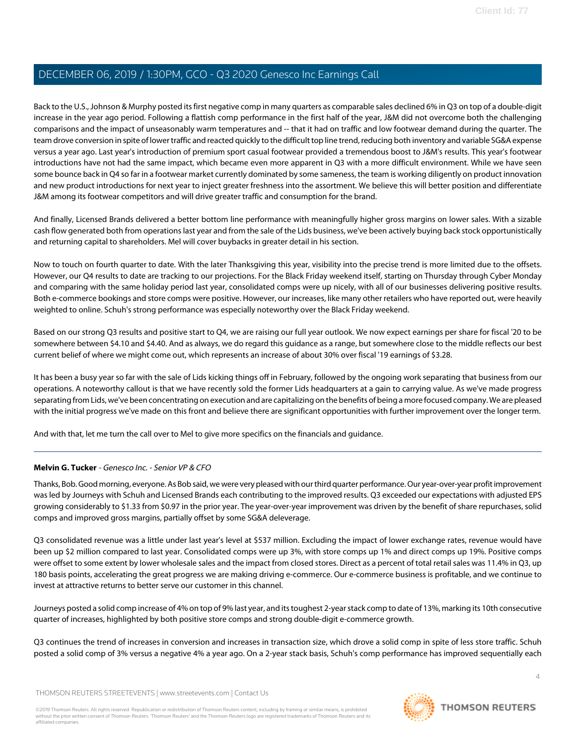Back to the U.S., Johnson & Murphy posted its first negative comp in many quarters as comparable sales declined 6% in Q3 on top of a double-digit increase in the year ago period. Following a flattish comp performance in the first half of the year, J&M did not overcome both the challenging comparisons and the impact of unseasonably warm temperatures and -- that it had on traffic and low footwear demand during the quarter. The team drove conversion in spite of lower traffic and reacted quickly to the difficult top line trend, reducing both inventory and variable SG&A expense versus a year ago. Last year's introduction of premium sport casual footwear provided a tremendous boost to J&M's results. This year's footwear introductions have not had the same impact, which became even more apparent in Q3 with a more difficult environment. While we have seen some bounce back in Q4 so far in a footwear market currently dominated by some sameness, the team is working diligently on product innovation and new product introductions for next year to inject greater freshness into the assortment. We believe this will better position and differentiate J&M among its footwear competitors and will drive greater traffic and consumption for the brand.

And finally, Licensed Brands delivered a better bottom line performance with meaningfully higher gross margins on lower sales. With a sizable cash flow generated both from operations last year and from the sale of the Lids business, we've been actively buying back stock opportunistically and returning capital to shareholders. Mel will cover buybacks in greater detail in his section.

Now to touch on fourth quarter to date. With the later Thanksgiving this year, visibility into the precise trend is more limited due to the offsets. However, our Q4 results to date are tracking to our projections. For the Black Friday weekend itself, starting on Thursday through Cyber Monday and comparing with the same holiday period last year, consolidated comps were up nicely, with all of our businesses delivering positive results. Both e-commerce bookings and store comps were positive. However, our increases, like many other retailers who have reported out, were heavily weighted to online. Schuh's strong performance was especially noteworthy over the Black Friday weekend.

Based on our strong Q3 results and positive start to Q4, we are raising our full year outlook. We now expect earnings per share for fiscal '20 to be somewhere between $4.10 and $4.40. And as always, we do regard this guidance as a range, but somewhere close to the middle reflects our best current belief of where we might come out, which represents an increase of about 30% over fiscal '19 earnings of $3.28.

It has been a busy year so far with the sale of Lids kicking things off in February, followed by the ongoing work separating that business from our operations. A noteworthy callout is that we have recently sold the former Lids headquarters at a gain to carrying value. As we've made progress separating from Lids, we've been concentrating on execution and are capitalizing on the benefits of being a more focused company. We are pleased with the initial progress we've made on this front and believe there are significant opportunities with further improvement over the longer term.

And with that, let me turn the call over to Mel to give more specifics on the financials and guidance.

---

**Melvin G. Tucker** - *Genesco Inc. - Senior VP & CFO*

Thanks, Bob. Good morning, everyone. As Bob said, we were very pleased with our third quarter performance. Our year-over-year profit improvement was led by Journeys with Schuh and Licensed Brands each contributing to the improved results. Q3 exceeded our expectations with adjusted EPS growing considerably to $1.33 from $0.97 in the prior year. The year-over-year improvement was driven by the benefit of share repurchases, solid comps and improved gross margins, partially offset by some SG&A deleverage.

Q3 consolidated revenue was a little under last year's level at $537 million. Excluding the impact of lower exchange rates, revenue would have been up $2 million compared to last year. Consolidated comps were up 3%, with store comps up 1% and direct comps up 19%. Positive comps were offset to some extent by lower wholesale sales and the impact from closed stores. Direct as a percent of total retail sales was 11.4% in Q3, up 180 basis points, accelerating the great progress we are making driving e-commerce. Our e-commerce business is profitable, and we continue to invest at attractive returns to better serve our customer in this channel.

Journeys posted a solid comp increase of 4% on top of 9% last year, and its toughest 2-year stack comp to date of 13%, marking its 10th consecutive quarter of increases, highlighted by both positive store comps and strong double-digit e-commerce growth.

Q3 continues the trend of increases in conversion and increases in transaction size, which drove a solid comp in spite of less store traffic. Schuh posted a solid comp of 3% versus a negative 4% a year ago. On a 2-year stack basis, Schuh's comp performance has improved sequentially each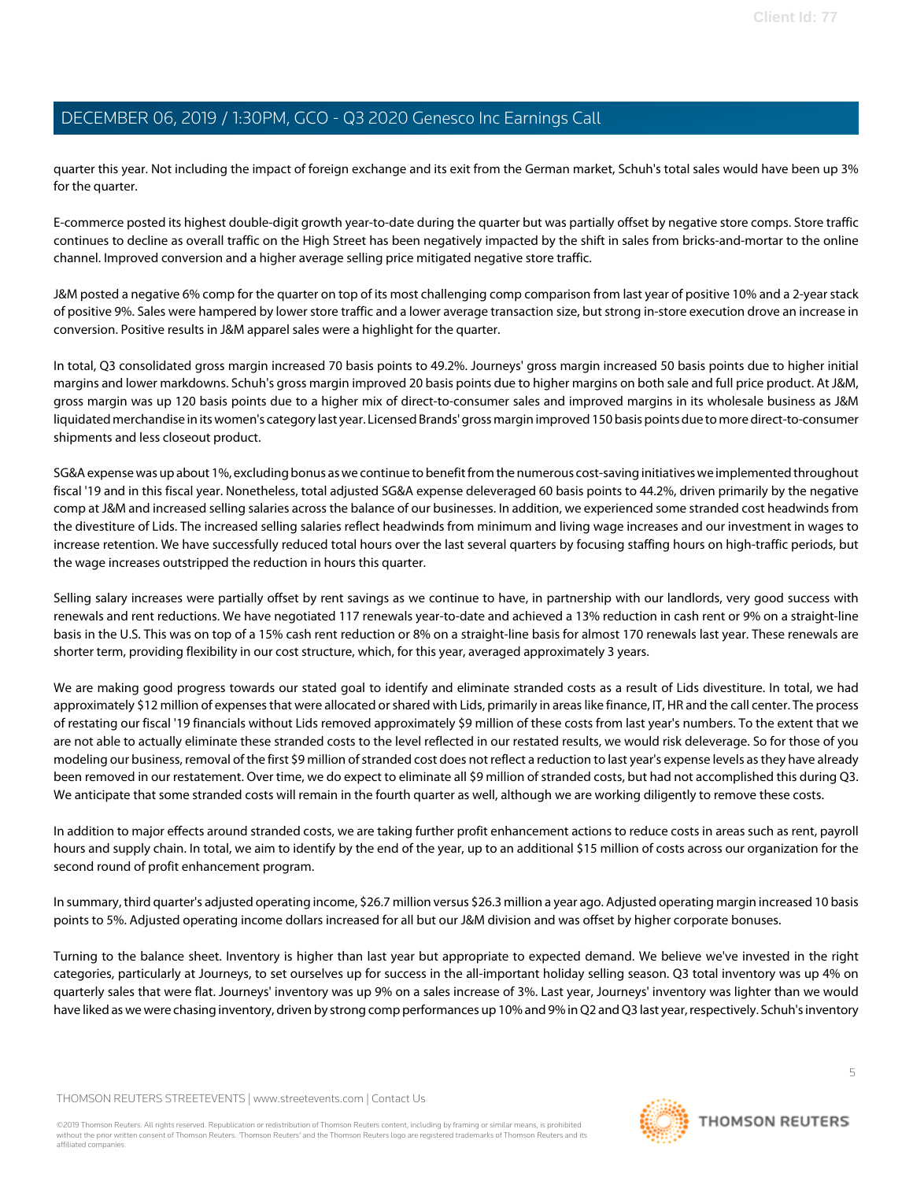quarter this year. Not including the impact of foreign exchange and its exit from the German market, Schuh's total sales would have been up 3% for the quarter.

E-commerce posted its highest double-digit growth year-to-date during the quarter but was partially offset by negative store comps. Store traffic continues to decline as overall traffic on the High Street has been negatively impacted by the shift in sales from bricks-and-mortar to the online channel. Improved conversion and a higher average selling price mitigated negative store traffic.

J&M posted a negative 6% comp for the quarter on top of its most challenging comp comparison from last year of positive 10% and a 2-year stack of positive 9%. Sales were hampered by lower store traffic and a lower average transaction size, but strong in-store execution drove an increase in conversion. Positive results in J&M apparel sales were a highlight for the quarter.

In total, Q3 consolidated gross margin increased 70 basis points to 49.2%. Journeys' gross margin increased 50 basis points due to higher initial margins and lower markdowns. Schuh's gross margin improved 20 basis points due to higher margins on both sale and full price product. At J&M, gross margin was up 120 basis points due to a higher mix of direct-to-consumer sales and improved margins in its wholesale business as J&M liquidated merchandise in its women's category last year. Licensed Brands' gross margin improved 150 basis points due to more direct-to-consumer shipments and less closeout product.

SG&A expense was up about 1%, excluding bonus as we continue to benefit from the numerous cost-saving initiatives we implemented throughout fiscal '19 and in this fiscal year. Nonetheless, total adjusted SG&A expense deleveraged 60 basis points to 44.2%, driven primarily by the negative comp at J&M and increased selling salaries across the balance of our businesses. In addition, we experienced some stranded cost headwinds from the divestiture of Lids. The increased selling salaries reflect headwinds from minimum and living wage increases and our investment in wages to increase retention. We have successfully reduced total hours over the last several quarters by focusing staffing hours on high-traffic periods, but the wage increases outstripped the reduction in hours this quarter.

Selling salary increases were partially offset by rent savings as we continue to have, in partnership with our landlords, very good success with renewals and rent reductions. We have negotiated 117 renewals year-to-date and achieved a 13% reduction in cash rent or 9% on a straight-line basis in the U.S. This was on top of a 15% cash rent reduction or 8% on a straight-line basis for almost 170 renewals last year. These renewals are shorter term, providing flexibility in our cost structure, which, for this year, averaged approximately 3 years.

We are making good progress towards our stated goal to identify and eliminate stranded costs as a result of Lids divestiture. In total, we had approximately $12 million of expenses that were allocated or shared with Lids, primarily in areas like finance, IT, HR and the call center. The process of restating our fiscal '19 financials without Lids removed approximately $9 million of these costs from last year's numbers. To the extent that we are not able to actually eliminate these stranded costs to the level reflected in our restated results, we would risk deleverage. So for those of you modeling our business, removal of the first $9 million of stranded cost does not reflect a reduction to last year's expense levels as they have already been removed in our restatement. Over time, we do expect to eliminate all $9 million of stranded costs, but had not accomplished this during Q3. We anticipate that some stranded costs will remain in the fourth quarter as well, although we are working diligently to remove these costs.

In addition to major effects around stranded costs, we are taking further profit enhancement actions to reduce costs in areas such as rent, payroll hours and supply chain. In total, we aim to identify by the end of the year, up to an additional $15 million of costs across our organization for the second round of profit enhancement program.

In summary, third quarter's adjusted operating income, $26.7 million versus $26.3 million a year ago. Adjusted operating margin increased 10 basis points to 5%. Adjusted operating income dollars increased for all but our J&M division and was offset by higher corporate bonuses.

Turning to the balance sheet. Inventory is higher than last year but appropriate to expected demand. We believe we've invested in the right categories, particularly at Journeys, to set ourselves up for success in the all-important holiday selling season. Q3 total inventory was up 4% on quarterly sales that were flat. Journeys' inventory was up 9% on a sales increase of 3%. Last year, Journeys' inventory was lighter than we would have liked as we were chasing inventory, driven by strong comp performances up 10% and 9% in Q2 and Q3 last year, respectively. Schuh's inventory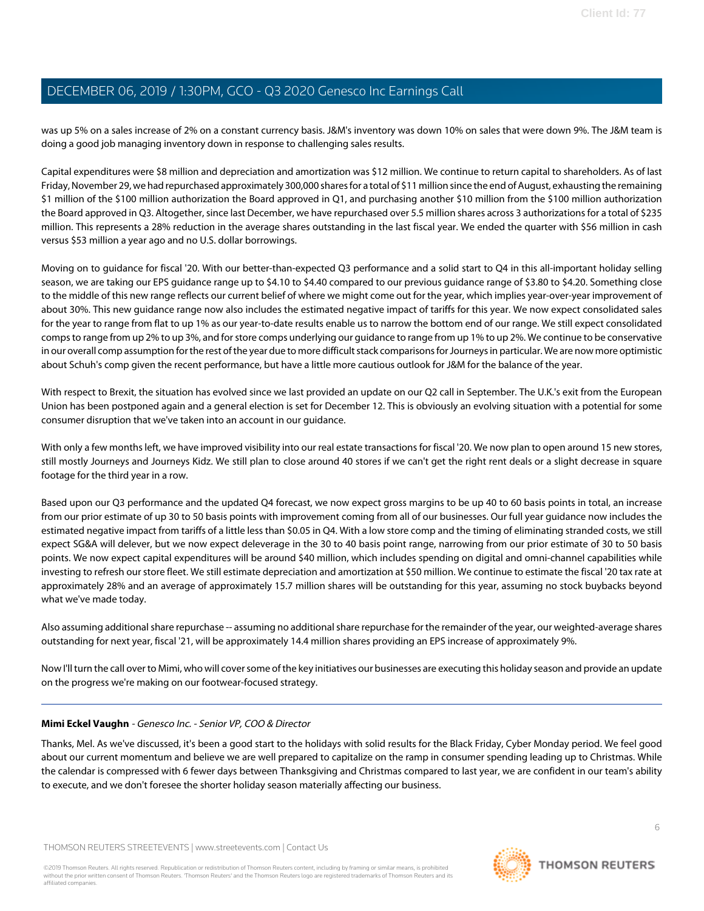was up 5% on a sales increase of 2% on a constant currency basis. J&M's inventory was down 10% on sales that were down 9%. The J&M team is doing a good job managing inventory down in response to challenging sales results.

Capital expenditures were $8 million and depreciation and amortization was $12 million. We continue to return capital to shareholders. As of last Friday, November 29, we had repurchased approximately 300,000 shares for a total of $11 million since the end of August, exhausting the remaining $1 million of the $100 million authorization the Board approved in Q1, and purchasing another $10 million from the $100 million authorization the Board approved in Q3. Altogether, since last December, we have repurchased over 5.5 million shares across 3 authorizations for a total of $235 million. This represents a 28% reduction in the average shares outstanding in the last fiscal year. We ended the quarter with $56 million in cash versus $53 million a year ago and no U.S. dollar borrowings.

Moving on to guidance for fiscal '20. With our better-than-expected Q3 performance and a solid start to Q4 in this all-important holiday selling season, we are taking our EPS guidance range up to $4.10 to $4.40 compared to our previous guidance range of $3.80 to $4.20. Something close to the middle of this new range reflects our current belief of where we might come out for the year, which implies year-over-year improvement of about 30%. This new guidance range now also includes the estimated negative impact of tariffs for this year. We now expect consolidated sales for the year to range from flat to up 1% as our year-to-date results enable us to narrow the bottom end of our range. We still expect consolidated comps to range from up 2% to up 3%, and for store comps underlying our guidance to range from up 1% to up 2%. We continue to be conservative in our overall comp assumption for the rest of the year due to more difficult stack comparisons for Journeys in particular. We are now more optimistic about Schuh's comp given the recent performance, but have a little more cautious outlook for J&M for the balance of the year.

With respect to Brexit, the situation has evolved since we last provided an update on our Q2 call in September. The U.K.'s exit from the European Union has been postponed again and a general election is set for December 12. This is obviously an evolving situation with a potential for some consumer disruption that we've taken into an account in our guidance.

With only a few months left, we have improved visibility into our real estate transactions for fiscal '20. We now plan to open around 15 new stores, still mostly Journeys and Journeys Kidz. We still plan to close around 40 stores if we can't get the right rent deals or a slight decrease in square footage for the third year in a row.

Based upon our Q3 performance and the updated Q4 forecast, we now expect gross margins to be up 40 to 60 basis points in total, an increase from our prior estimate of up 30 to 50 basis points with improvement coming from all of our businesses. Our full year guidance now includes the estimated negative impact from tariffs of a little less than $0.05 in Q4. With a low store comp and the timing of eliminating stranded costs, we still expect SG&A will delever, but we now expect deleverage in the 30 to 40 basis point range, narrowing from our prior estimate of 30 to 50 basis points. We now expect capital expenditures will be around $40 million, which includes spending on digital and omni-channel capabilities while investing to refresh our store fleet. We still estimate depreciation and amortization at $50 million. We continue to estimate the fiscal '20 tax rate at approximately 28% and an average of approximately 15.7 million shares will be outstanding for this year, assuming no stock buybacks beyond what we've made today.

Also assuming additional share repurchase -- assuming no additional share repurchase for the remainder of the year, our weighted-average shares outstanding for next year, fiscal '21, will be approximately 14.4 million shares providing an EPS increase of approximately 9%.

Now I'll turn the call over to Mimi, who will cover some of the key initiatives our businesses are executing this holiday season and provide an update on the progress we're making on our footwear-focused strategy.

---

**Mimi Eckel Vaughn** - *Genesco Inc. - Senior VP, COO & Director*

Thanks, Mel. As we've discussed, it's been a good start to the holidays with solid results for the Black Friday, Cyber Monday period. We feel good about our current momentum and believe we are well prepared to capitalize on the ramp in consumer spending leading up to Christmas. While the calendar is compressed with 6 fewer days between Thanksgiving and Christmas compared to last year, we are confident in our team's ability to execute, and we don't foresee the shorter holiday season materially affecting our business.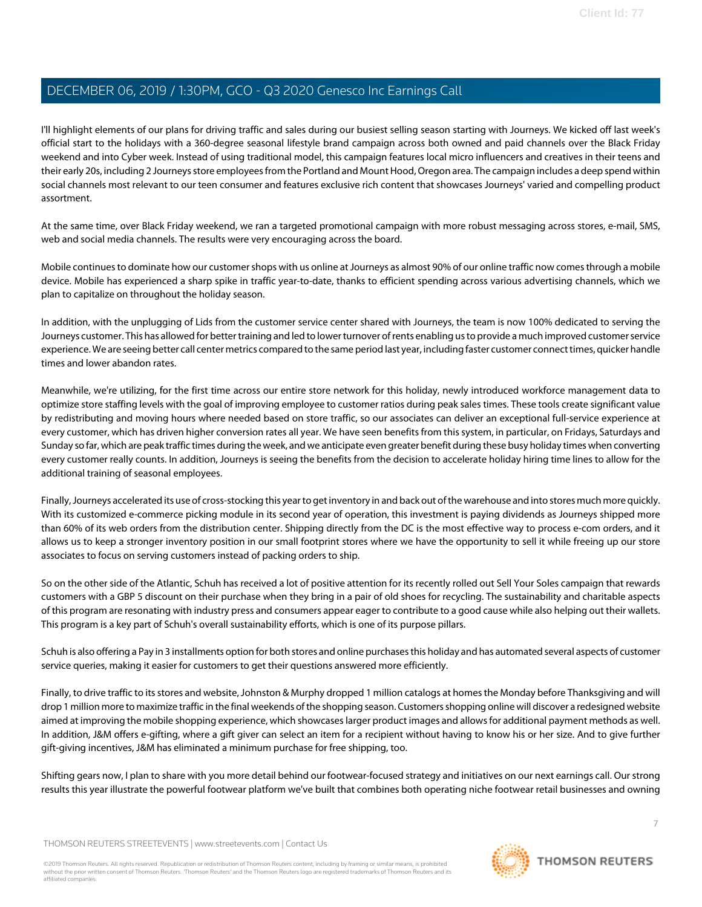I'll highlight elements of our plans for driving traffic and sales during our busiest selling season starting with Journeys. We kicked off last week's official start to the holidays with a 360-degree seasonal lifestyle brand campaign across both owned and paid channels over the Black Friday weekend and into Cyber week. Instead of using traditional model, this campaign features local micro influencers and creatives in their teens and their early 20s, including 2 Journeys store employees from the Portland and Mount Hood, Oregon area. The campaign includes a deep spend within social channels most relevant to our teen consumer and features exclusive rich content that showcases Journeys' varied and compelling product assortment.

At the same time, over Black Friday weekend, we ran a targeted promotional campaign with more robust messaging across stores, e-mail, SMS, web and social media channels. The results were very encouraging across the board.

Mobile continues to dominate how our customer shops with us online at Journeys as almost 90% of our online traffic now comes through a mobile device. Mobile has experienced a sharp spike in traffic year-to-date, thanks to efficient spending across various advertising channels, which we plan to capitalize on throughout the holiday season.

In addition, with the unplugging of Lids from the customer service center shared with Journeys, the team is now 100% dedicated to serving the Journeys customer. This has allowed for better training and led to lower turnover of rents enabling us to provide a much improved customer service experience. We are seeing better call center metrics compared to the same period last year, including faster customer connect times, quicker handle times and lower abandon rates.

Meanwhile, we're utilizing, for the first time across our entire store network for this holiday, newly introduced workforce management data to optimize store staffing levels with the goal of improving employee to customer ratios during peak sales times. These tools create significant value by redistributing and moving hours where needed based on store traffic, so our associates can deliver an exceptional full-service experience at every customer, which has driven higher conversion rates all year. We have seen benefits from this system, in particular, on Fridays, Saturdays and Sunday so far, which are peak traffic times during the week, and we anticipate even greater benefit during these busy holiday times when converting every customer really counts. In addition, Journeys is seeing the benefits from the decision to accelerate holiday hiring time lines to allow for the additional training of seasonal employees.

Finally, Journeys accelerated its use of cross-stocking this year to get inventory in and back out of the warehouse and into stores much more quickly. With its customized e-commerce picking module in its second year of operation, this investment is paying dividends as Journeys shipped more than 60% of its web orders from the distribution center. Shipping directly from the DC is the most effective way to process e-com orders, and it allows us to keep a stronger inventory position in our small footprint stores where we have the opportunity to sell it while freeing up our store associates to focus on serving customers instead of packing orders to ship.

So on the other side of the Atlantic, Schuh has received a lot of positive attention for its recently rolled out Sell Your Soles campaign that rewards customers with a GBP 5 discount on their purchase when they bring in a pair of old shoes for recycling. The sustainability and charitable aspects of this program are resonating with industry press and consumers appear eager to contribute to a good cause while also helping out their wallets. This program is a key part of Schuh's overall sustainability efforts, which is one of its purpose pillars.

Schuh is also offering a Pay in 3 installments option for both stores and online purchases this holiday and has automated several aspects of customer service queries, making it easier for customers to get their questions answered more efficiently.

Finally, to drive traffic to its stores and website, Johnston & Murphy dropped 1 million catalogs at homes the Monday before Thanksgiving and will drop 1 million more to maximize traffic in the final weekends of the shopping season. Customers shopping online will discover a redesigned website aimed at improving the mobile shopping experience, which showcases larger product images and allows for additional payment methods as well. In addition, J&M offers e-gifting, where a gift giver can select an item for a recipient without having to know his or her size. And to give further gift-giving incentives, J&M has eliminated a minimum purchase for free shipping, too.

Shifting gears now, I plan to share with you more detail behind our footwear-focused strategy and initiatives on our next earnings call. Our strong results this year illustrate the powerful footwear platform we've built that combines both operating niche footwear retail businesses and owning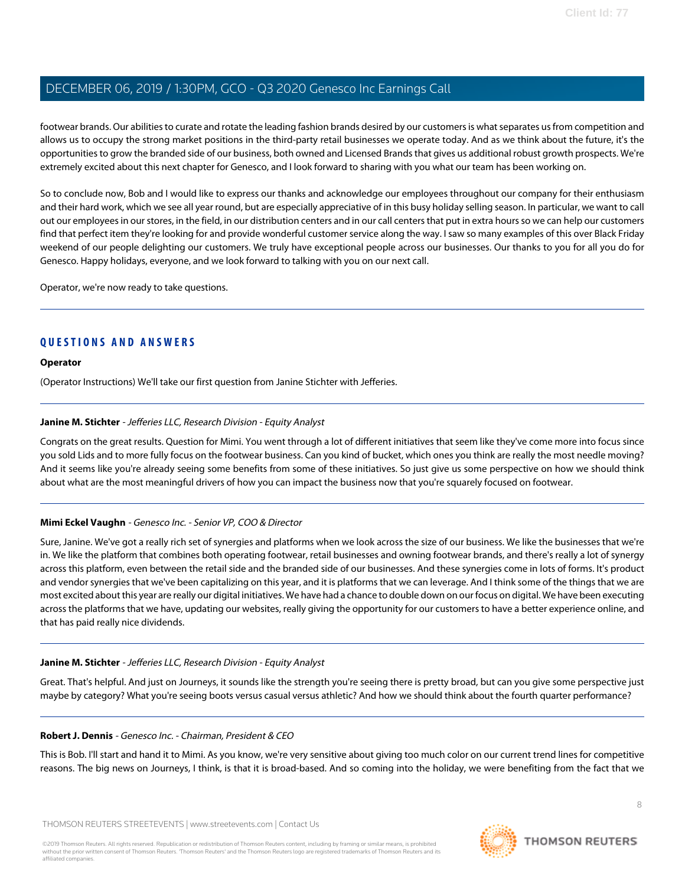footwear brands. Our abilities to curate and rotate the leading fashion brands desired by our customers is what separates us from competition and allows us to occupy the strong market positions in the third-party retail businesses we operate today. And as we think about the future, it's the opportunities to grow the branded side of our business, both owned and Licensed Brands that gives us additional robust growth prospects. We're extremely excited about this next chapter for Genesco, and I look forward to sharing with you what our team has been working on.

So to conclude now, Bob and I would like to express our thanks and acknowledge our employees throughout our company for their enthusiasm and their hard work, which we see all year round, but are especially appreciative of in this busy holiday selling season. In particular, we want to call out our employees in our stores, in the field, in our distribution centers and in our call centers that put in extra hours so we can help our customers find that perfect item they're looking for and provide wonderful customer service along the way. I saw so many examples of this over Black Friday weekend of our people delighting our customers. We truly have exceptional people across our businesses. Our thanks to you for all you do for Genesco. Happy holidays, everyone, and we look forward to talking with you on our next call.

Operator, we're now ready to take questions.

---

## QUESTIONS AND ANSWERS

**Operator**

(Operator Instructions) We'll take our first question from Janine Stichter with Jefferies.

---

**Janine M. Stichter** - *Jefferies LLC, Research Division - Equity Analyst*

Congrats on the great results. Question for Mimi. You went through a lot of different initiatives that seem like they've come more into focus since you sold Lids and to more fully focus on the footwear business. Can you kind of bucket, which ones you think are really the most needle moving? And it seems like you're already seeing some benefits from some of these initiatives. So just give us some perspective on how we should think about what are the most meaningful drivers of how you can impact the business now that you're squarely focused on footwear.

---

**Mimi Eckel Vaughn** - *Genesco Inc. - Senior VP, COO & Director*

Sure, Janine. We've got a really rich set of synergies and platforms when we look across the size of our business. We like the businesses that we're in. We like the platform that combines both operating footwear, retail businesses and owning footwear brands, and there's really a lot of synergy across this platform, even between the retail side and the branded side of our businesses. And these synergies come in lots of forms. It's product and vendor synergies that we've been capitalizing on this year, and it is platforms that we can leverage. And I think some of the things that we are most excited about this year are really our digital initiatives. We have had a chance to double down on our focus on digital. We have been executing across the platforms that we have, updating our websites, really giving the opportunity for our customers to have a better experience online, and that has paid really nice dividends.

---

**Janine M. Stichter** - *Jefferies LLC, Research Division - Equity Analyst*

Great. That's helpful. And just on Journeys, it sounds like the strength you're seeing there is pretty broad, but can you give some perspective just maybe by category? What you're seeing boots versus casual versus athletic? And how we should think about the fourth quarter performance?

---

**Robert J. Dennis** - *Genesco Inc. - Chairman, President & CEO*

This is Bob. I'll start and hand it to Mimi. As you know, we're very sensitive about giving too much color on our current trend lines for competitive reasons. The big news on Journeys, I think, is that it is broad-based. And so coming into the holiday, we were benefiting from the fact that we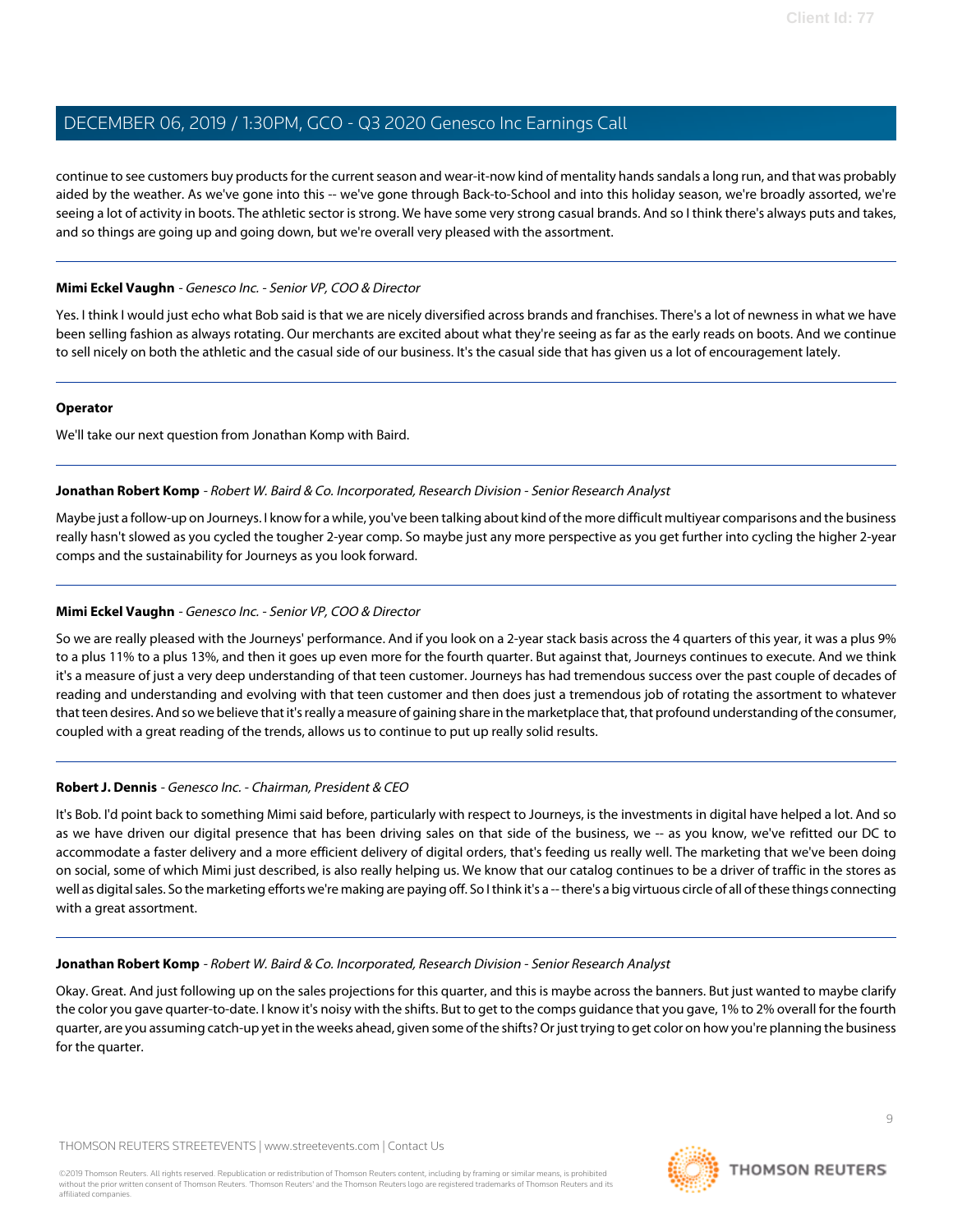continue to see customers buy products for the current season and wear-it-now kind of mentality hands sandals a long run, and that was probably aided by the weather. As we've gone into this -- we've gone through Back-to-School and into this holiday season, we're broadly assorted, we're seeing a lot of activity in boots. The athletic sector is strong. We have some very strong casual brands. And so I think there's always puts and takes, and so things are going up and going down, but we're overall very pleased with the assortment.

---

**Mimi Eckel Vaughn** - *Genesco Inc. - Senior VP, COO & Director*

Yes. I think I would just echo what Bob said is that we are nicely diversified across brands and franchises. There's a lot of newness in what we have been selling fashion as always rotating. Our merchants are excited about what they're seeing as far as the early reads on boots. And we continue to sell nicely on both the athletic and the casual side of our business. It's the casual side that has given us a lot of encouragement lately.

---

**Operator**

We'll take our next question from Jonathan Komp with Baird.

---

**Jonathan Robert Komp** - *Robert W. Baird & Co. Incorporated, Research Division - Senior Research Analyst*

Maybe just a follow-up on Journeys. I know for a while, you've been talking about kind of the more difficult multiyear comparisons and the business really hasn't slowed as you cycled the tougher 2-year comp. So maybe just any more perspective as you get further into cycling the higher 2-year comps and the sustainability for Journeys as you look forward.

---

**Mimi Eckel Vaughn** - *Genesco Inc. - Senior VP, COO & Director*

So we are really pleased with the Journeys' performance. And if you look on a 2-year stack basis across the 4 quarters of this year, it was a plus 9% to a plus 11% to a plus 13%, and then it goes up even more for the fourth quarter. But against that, Journeys continues to execute. And we think it's a measure of just a very deep understanding of that teen customer. Journeys has had tremendous success over the past couple of decades of reading and understanding and evolving with that teen customer and then does just a tremendous job of rotating the assortment to whatever that teen desires. And so we believe that it's really a measure of gaining share in the marketplace that, that profound understanding of the consumer, coupled with a great reading of the trends, allows us to continue to put up really solid results.

---

**Robert J. Dennis** - *Genesco Inc. - Chairman, President & CEO*

It's Bob. I'd point back to something Mimi said before, particularly with respect to Journeys, is the investments in digital have helped a lot. And so as we have driven our digital presence that has been driving sales on that side of the business, we -- as you know, we've refitted our DC to accommodate a faster delivery and a more efficient delivery of digital orders, that's feeding us really well. The marketing that we've been doing on social, some of which Mimi just described, is also really helping us. We know that our catalog continues to be a driver of traffic in the stores as well as digital sales. So the marketing efforts we're making are paying off. So I think it's a -- there's a big virtuous circle of all of these things connecting with a great assortment.

---

**Jonathan Robert Komp** - *Robert W. Baird & Co. Incorporated, Research Division - Senior Research Analyst*

Okay. Great. And just following up on the sales projections for this quarter, and this is maybe across the banners. But just wanted to maybe clarify the color you gave quarter-to-date. I know it's noisy with the shifts. But to get to the comps guidance that you gave, 1% to 2% overall for the fourth quarter, are you assuming catch-up yet in the weeks ahead, given some of the shifts? Or just trying to get color on how you're planning the business for the quarter.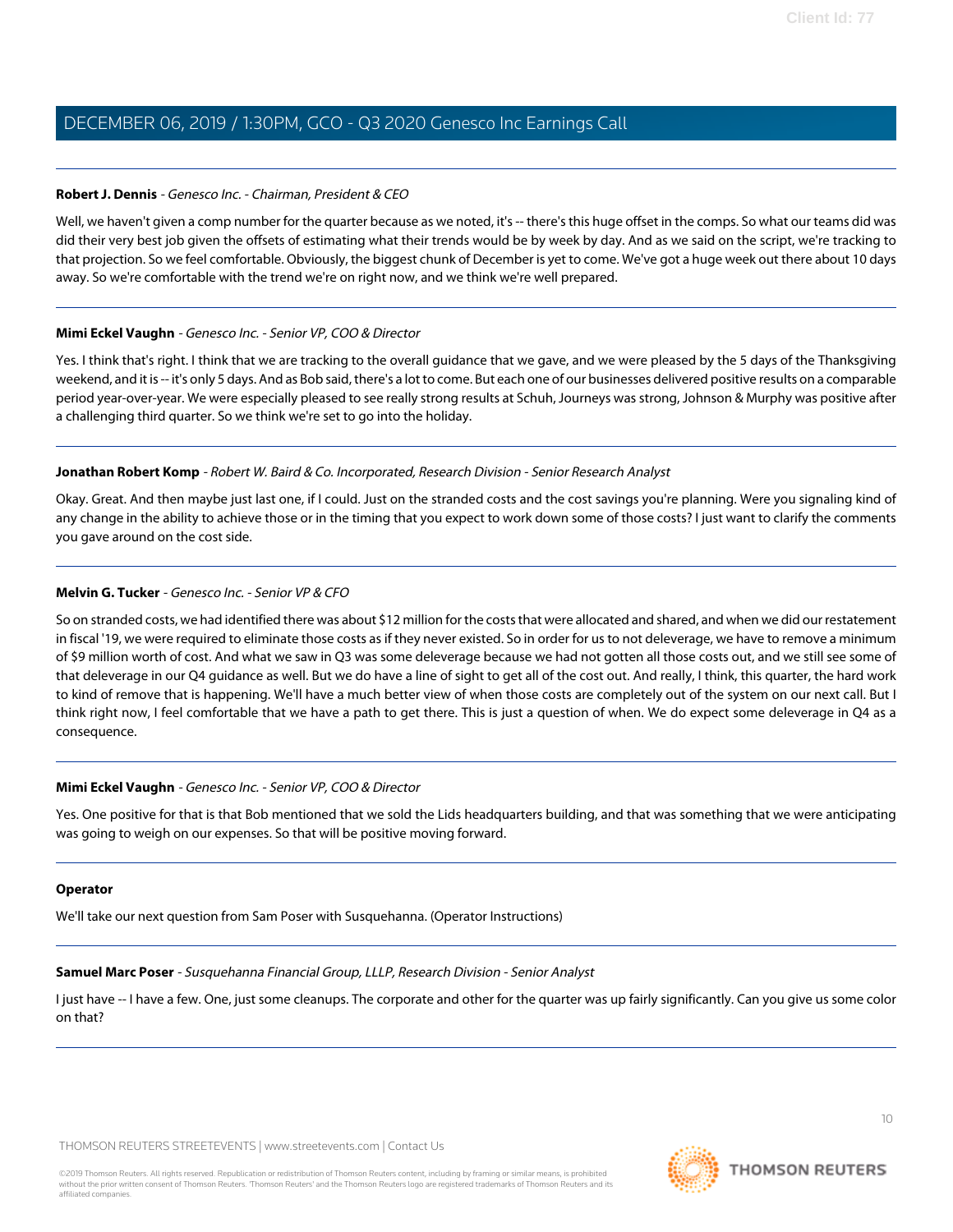**Robert J. Dennis** - *Genesco Inc. - Chairman, President & CEO*

Well, we haven't given a comp number for the quarter because as we noted, it's -- there's this huge offset in the comps. So what our teams did was did their very best job given the offsets of estimating what their trends would be by week by day. And as we said on the script, we're tracking to that projection. So we feel comfortable. Obviously, the biggest chunk of December is yet to come. We've got a huge week out there about 10 days away. So we're comfortable with the trend we're on right now, and we think we're well prepared.

---

**Mimi Eckel Vaughn** - *Genesco Inc. - Senior VP, COO & Director*

Yes. I think that's right. I think that we are tracking to the overall guidance that we gave, and we were pleased by the 5 days of the Thanksgiving weekend, and it is -- it's only 5 days. And as Bob said, there's a lot to come. But each one of our businesses delivered positive results on a comparable period year-over-year. We were especially pleased to see really strong results at Schuh, Journeys was strong, Johnson & Murphy was positive after a challenging third quarter. So we think we're set to go into the holiday.

---

**Jonathan Robert Komp** - *Robert W. Baird & Co. Incorporated, Research Division - Senior Research Analyst*

Okay. Great. And then maybe just last one, if I could. Just on the stranded costs and the cost savings you're planning. Were you signaling kind of any change in the ability to achieve those or in the timing that you expect to work down some of those costs? I just want to clarify the comments you gave around on the cost side.

---

**Melvin G. Tucker** - *Genesco Inc. - Senior VP & CFO*

So on stranded costs, we had identified there was about $12 million for the costs that were allocated and shared, and when we did our restatement in fiscal '19, we were required to eliminate those costs as if they never existed. So in order for us to not deleverage, we have to remove a minimum of $9 million worth of cost. And what we saw in Q3 was some deleverage because we had not gotten all those costs out, and we still see some of that deleverage in our Q4 guidance as well. But we do have a line of sight to get all of the cost out. And really, I think, this quarter, the hard work to kind of remove that is happening. We'll have a much better view of when those costs are completely out of the system on our next call. But I think right now, I feel comfortable that we have a path to get there. This is just a question of when. We do expect some deleverage in Q4 as a consequence.

---

**Mimi Eckel Vaughn** - *Genesco Inc. - Senior VP, COO & Director*

Yes. One positive for that is that Bob mentioned that we sold the Lids headquarters building, and that was something that we were anticipating was going to weigh on our expenses. So that will be positive moving forward.

---

**Operator**

We'll take our next question from Sam Poser with Susquehanna. (Operator Instructions)

---

**Samuel Marc Poser** - *Susquehanna Financial Group, LLLP, Research Division - Senior Analyst*

I just have -- I have a few. One, just some cleanups. The corporate and other for the quarter was up fairly significantly. Can you give us some color on that?

---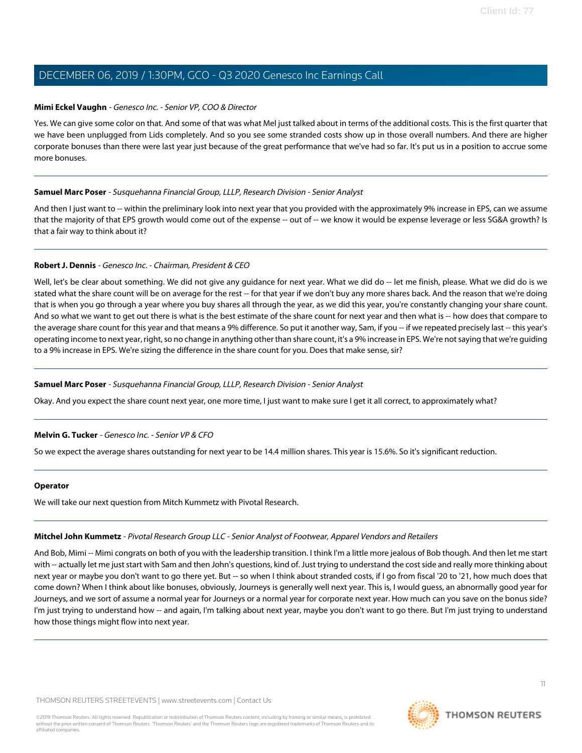**Mimi Eckel Vaughn** - *Genesco Inc. - Senior VP, COO & Director*

Yes. We can give some color on that. And some of that was what Mel just talked about in terms of the additional costs. This is the first quarter that we have been unplugged from Lids completely. And so you see some stranded costs show up in those overall numbers. And there are higher corporate bonuses than there were last year just because of the great performance that we've had so far. It's put us in a position to accrue some more bonuses.

---

**Samuel Marc Poser** - *Susquehanna Financial Group, LLLP, Research Division - Senior Analyst*

And then I just want to -- within the preliminary look into next year that you provided with the approximately 9% increase in EPS, can we assume that the majority of that EPS growth would come out of the expense -- out of -- we know it would be expense leverage or less SG&A growth? Is that a fair way to think about it?

---

**Robert J. Dennis** - *Genesco Inc. - Chairman, President & CEO*

Well, let's be clear about something. We did not give any guidance for next year. What we did do -- let me finish, please. What we did do is we stated what the share count will be on average for the rest -- for that year if we don't buy any more shares back. And the reason that we're doing that is when you go through a year where you buy shares all through the year, as we did this year, you're constantly changing your share count. And so what we want to get out there is what is the best estimate of the share count for next year and then what is -- how does that compare to the average share count for this year and that means a 9% difference. So put it another way, Sam, if you -- if we repeated precisely last -- this year's operating income to next year, right, so no change in anything other than share count, it's a 9% increase in EPS. We're not saying that we're guiding to a 9% increase in EPS. We're sizing the difference in the share count for you. Does that make sense, sir?

---

**Samuel Marc Poser** - *Susquehanna Financial Group, LLLP, Research Division - Senior Analyst*

Okay. And you expect the share count next year, one more time, I just want to make sure I get it all correct, to approximately what?

---

**Melvin G. Tucker** - *Genesco Inc. - Senior VP & CFO*

So we expect the average shares outstanding for next year to be 14.4 million shares. This year is 15.6%. So it's significant reduction.

---

**Operator**

We will take our next question from Mitch Kummetz with Pivotal Research.

---

**Mitchel John Kummetz** - *Pivotal Research Group LLC - Senior Analyst of Footwear, Apparel Vendors and Retailers*

And Bob, Mimi -- Mimi congrats on both of you with the leadership transition. I think I'm a little more jealous of Bob though. And then let me start with -- actually let me just start with Sam and then John's questions, kind of. Just trying to understand the cost side and really more thinking about next year or maybe you don't want to go there yet. But -- so when I think about stranded costs, if I go from fiscal '20 to '21, how much does that come down? When I think about like bonuses, obviously, Journeys is generally well next year. This is, I would guess, an abnormally good year for Journeys, and we sort of assume a normal year for Journeys or a normal year for corporate next year. How much can you save on the bonus side? I'm just trying to understand how -- and again, I'm talking about next year, maybe you don't want to go there. But I'm just trying to understand how those things might flow into next year.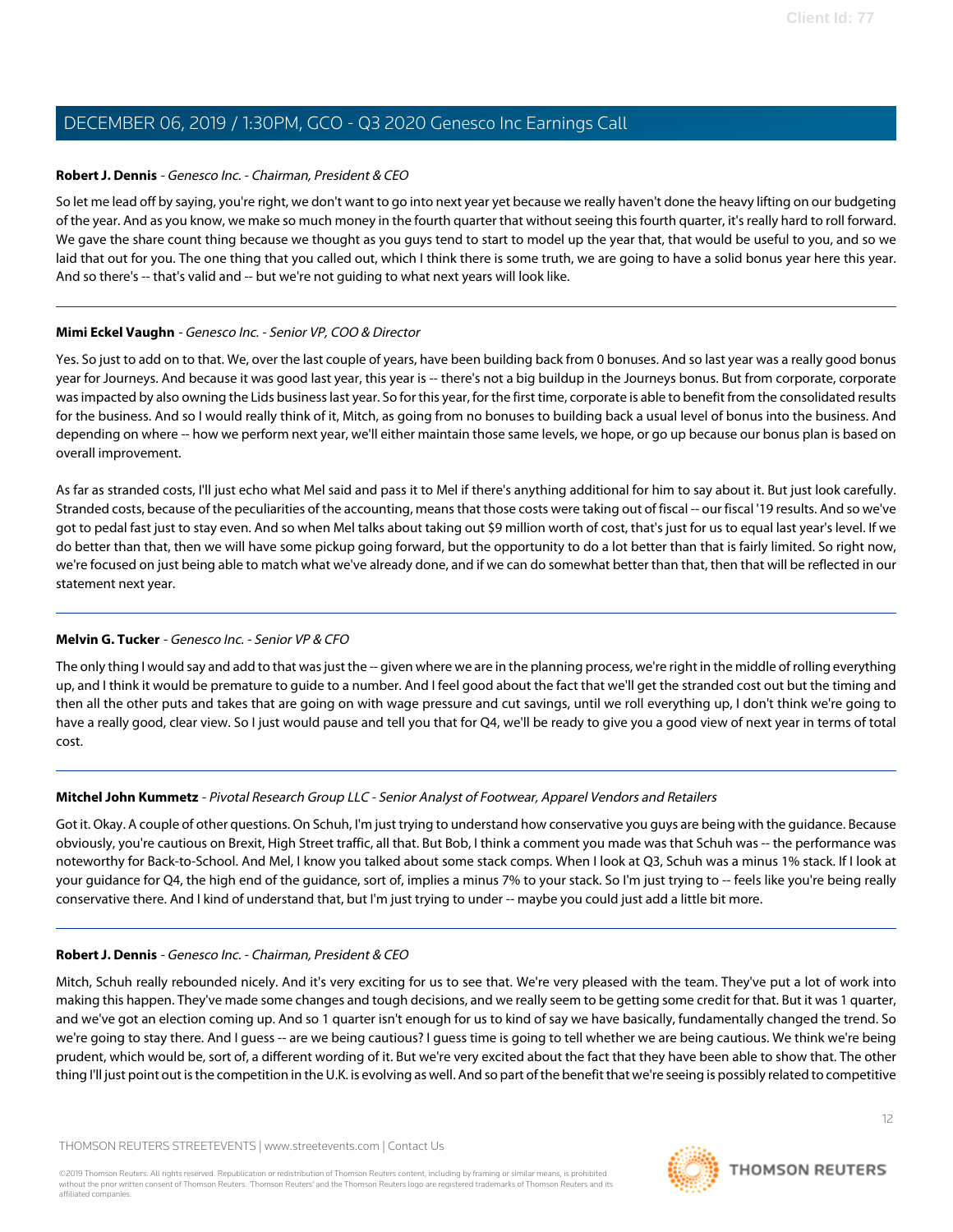**Robert J. Dennis** - *Genesco Inc. - Chairman, President & CEO*

So let me lead off by saying, you're right, we don't want to go into next year yet because we really haven't done the heavy lifting on our budgeting of the year. And as you know, we make so much money in the fourth quarter that without seeing this fourth quarter, it's really hard to roll forward. We gave the share count thing because we thought as you guys tend to start to model up the year that, that would be useful to you, and so we laid that out for you. The one thing that you called out, which I think there is some truth, we are going to have a solid bonus year here this year. And so there's -- that's valid and -- but we're not guiding to what next years will look like.

---

**Mimi Eckel Vaughn** - *Genesco Inc. - Senior VP, COO & Director*

Yes. So just to add on to that. We, over the last couple of years, have been building back from 0 bonuses. And so last year was a really good bonus year for Journeys. And because it was good last year, this year is -- there's not a big buildup in the Journeys bonus. But from corporate, corporate was impacted by also owning the Lids business last year. So for this year, for the first time, corporate is able to benefit from the consolidated results for the business. And so I would really think of it, Mitch, as going from no bonuses to building back a usual level of bonus into the business. And depending on where -- how we perform next year, we'll either maintain those same levels, we hope, or go up because our bonus plan is based on overall improvement.

As far as stranded costs, I'll just echo what Mel said and pass it to Mel if there's anything additional for him to say about it. But just look carefully. Stranded costs, because of the peculiarities of the accounting, means that those costs were taking out of fiscal -- our fiscal '19 results. And so we've got to pedal fast just to stay even. And so when Mel talks about taking out $9 million worth of cost, that's just for us to equal last year's level. If we do better than that, then we will have some pickup going forward, but the opportunity to do a lot better than that is fairly limited. So right now, we're focused on just being able to match what we've already done, and if we can do somewhat better than that, then that will be reflected in our statement next year.

---

**Melvin G. Tucker** - *Genesco Inc. - Senior VP & CFO*

The only thing I would say and add to that was just the -- given where we are in the planning process, we're right in the middle of rolling everything up, and I think it would be premature to guide to a number. And I feel good about the fact that we'll get the stranded cost out but the timing and then all the other puts and takes that are going on with wage pressure and cut savings, until we roll everything up, I don't think we're going to have a really good, clear view. So I just would pause and tell you that for Q4, we'll be ready to give you a good view of next year in terms of total cost.

---

**Mitchel John Kummetz** - *Pivotal Research Group LLC - Senior Analyst of Footwear, Apparel Vendors and Retailers*

Got it. Okay. A couple of other questions. On Schuh, I'm just trying to understand how conservative you guys are being with the guidance. Because obviously, you're cautious on Brexit, High Street traffic, all that. But Bob, I think a comment you made was that Schuh was -- the performance was noteworthy for Back-to-School. And Mel, I know you talked about some stack comps. When I look at Q3, Schuh was a minus 1% stack. If I look at your guidance for Q4, the high end of the guidance, sort of, implies a minus 7% to your stack. So I'm just trying to -- feels like you're being really conservative there. And I kind of understand that, but I'm just trying to under -- maybe you could just add a little bit more.

---

**Robert J. Dennis** - *Genesco Inc. - Chairman, President & CEO*

Mitch, Schuh really rebounded nicely. And it's very exciting for us to see that. We're very pleased with the team. They've put a lot of work into making this happen. They've made some changes and tough decisions, and we really seem to be getting some credit for that. But it was 1 quarter, and we've got an election coming up. And so 1 quarter isn't enough for us to kind of say we have basically, fundamentally changed the trend. So we're going to stay there. And I guess -- are we being cautious? I guess time is going to tell whether we are being cautious. We think we're being prudent, which would be, sort of, a different wording of it. But we're very excited about the fact that they have been able to show that. The other thing I'll just point out is the competition in the U.K. is evolving as well. And so part of the benefit that we're seeing is possibly related to competitive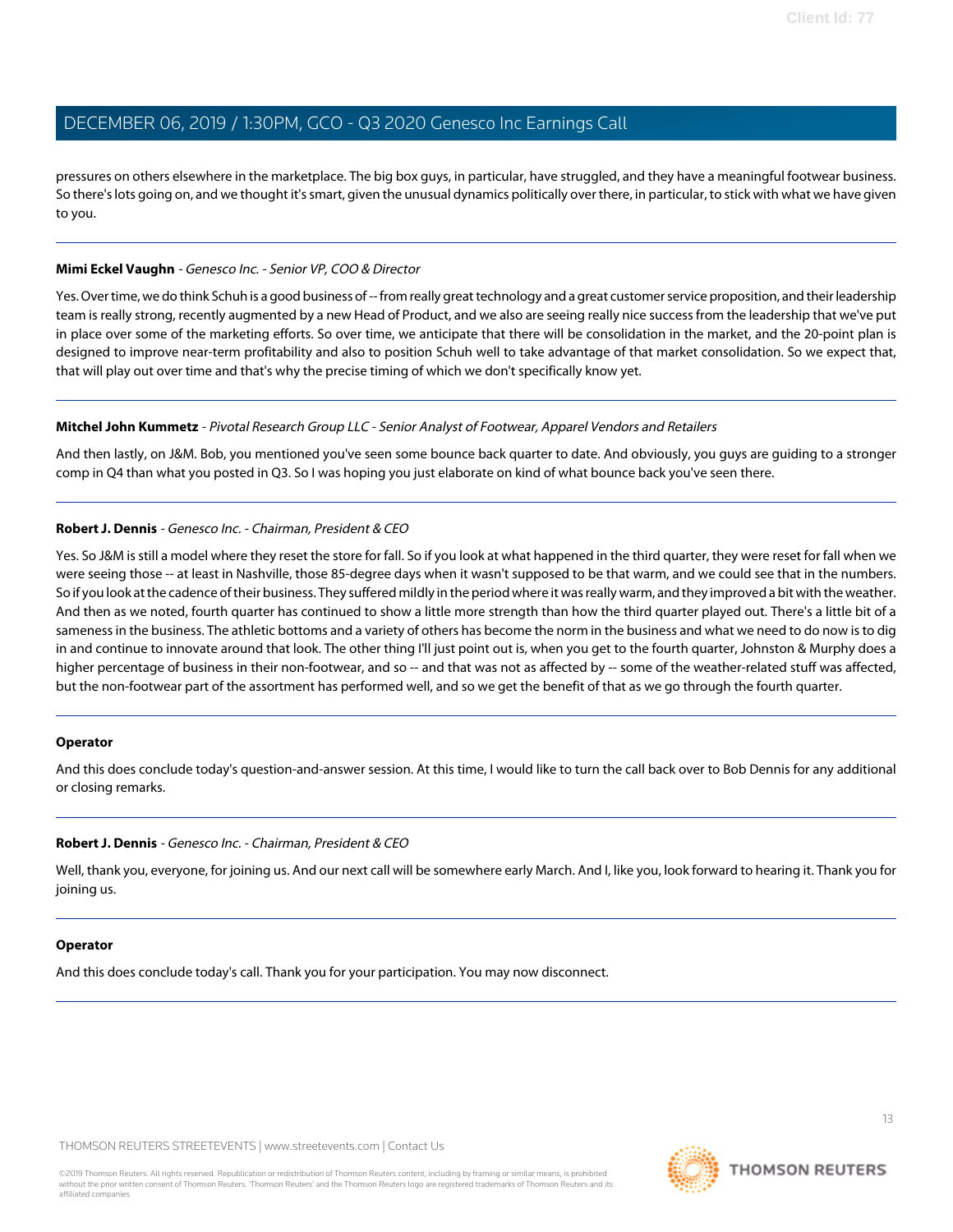pressures on others elsewhere in the marketplace. The big box guys, in particular, have struggled, and they have a meaningful footwear business. So there's lots going on, and we thought it's smart, given the unusual dynamics politically over there, in particular, to stick with what we have given to you.

---

**Mimi Eckel Vaughn** - *Genesco Inc. - Senior VP, COO & Director*

Yes. Over time, we do think Schuh is a good business of -- from really great technology and a great customer service proposition, and their leadership team is really strong, recently augmented by a new Head of Product, and we also are seeing really nice success from the leadership that we've put in place over some of the marketing efforts. So over time, we anticipate that there will be consolidation in the market, and the 20-point plan is designed to improve near-term profitability and also to position Schuh well to take advantage of that market consolidation. So we expect that, that will play out over time and that's why the precise timing of which we don't specifically know yet.

---

**Mitchel John Kummetz** - *Pivotal Research Group LLC - Senior Analyst of Footwear, Apparel Vendors and Retailers*

And then lastly, on J&M. Bob, you mentioned you've seen some bounce back quarter to date. And obviously, you guys are guiding to a stronger comp in Q4 than what you posted in Q3. So I was hoping you just elaborate on kind of what bounce back you've seen there.

---

**Robert J. Dennis** - *Genesco Inc. - Chairman, President & CEO*

Yes. So J&M is still a model where they reset the store for fall. So if you look at what happened in the third quarter, they were reset for fall when we were seeing those -- at least in Nashville, those 85-degree days when it wasn't supposed to be that warm, and we could see that in the numbers. So if you look at the cadence of their business. They suffered mildly in the period where it was really warm, and they improved a bit with the weather. And then as we noted, fourth quarter has continued to show a little more strength than how the third quarter played out. There's a little bit of a sameness in the business. The athletic bottoms and a variety of others has become the norm in the business and what we need to do now is to dig in and continue to innovate around that look. The other thing I'll just point out is, when you get to the fourth quarter, Johnston & Murphy does a higher percentage of business in their non-footwear, and so -- and that was not as affected by -- some of the weather-related stuff was affected, but the non-footwear part of the assortment has performed well, and so we get the benefit of that as we go through the fourth quarter.

---

**Operator**

And this does conclude today's question-and-answer session. At this time, I would like to turn the call back over to Bob Dennis for any additional or closing remarks.

---

**Robert J. Dennis** - *Genesco Inc. - Chairman, President & CEO*

Well, thank you, everyone, for joining us. And our next call will be somewhere early March. And I, like you, look forward to hearing it. Thank you for joining us.

---

**Operator**

And this does conclude today's call. Thank you for your participation. You may now disconnect.

---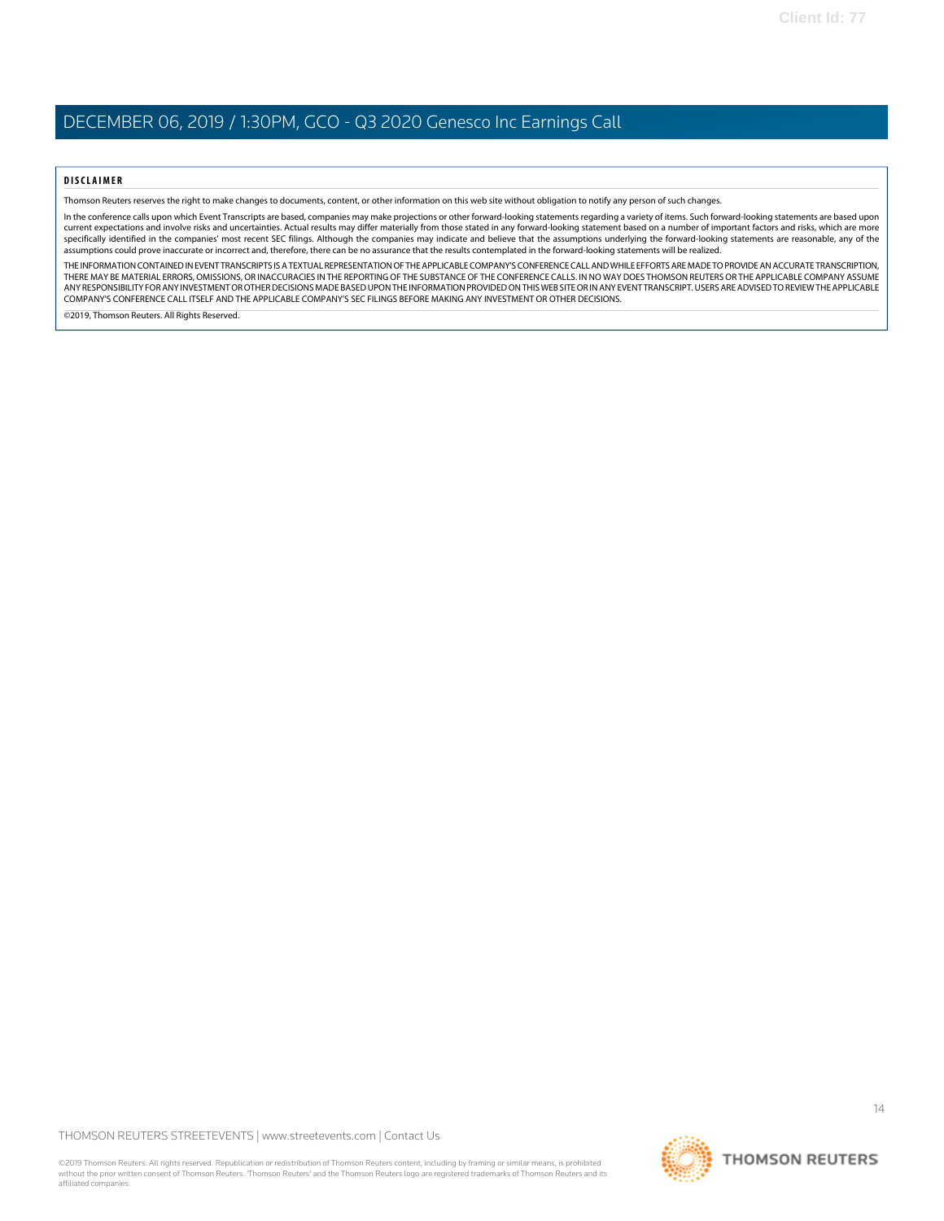### DISCLAIMER

Thomson Reuters reserves the right to make changes to documents, content, or other information on this web site without obligation to notify any person of such changes.

In the conference calls upon which Event Transcripts are based, companies may make projections or other forward-looking statements regarding a variety of items. Such forward-looking statements are based upon current expectations and involve risks and uncertainties. Actual results may differ materially from those stated in any forward-looking statement based on a number of important factors and risks, which are more specifically identified in the companies' most recent SEC filings. Although the companies may indicate and believe that the assumptions underlying the forward-looking statements are reasonable, any of the assumptions could prove inaccurate or incorrect and, therefore, there can be no assurance that the results contemplated in the forward-looking statements will be realized.

THE INFORMATION CONTAINED IN EVENT TRANSCRIPTS IS A TEXTUAL REPRESENTATION OF THE APPLICABLE COMPANY'S CONFERENCE CALL AND WHILE EFFORTS ARE MADE TO PROVIDE AN ACCURATE TRANSCRIPTION, THERE MAY BE MATERIAL ERRORS, OMISSIONS, OR INACCURACIES IN THE REPORTING OF THE SUBSTANCE OF THE CONFERENCE CALLS. IN NO WAY DOES THOMSON REUTERS OR THE APPLICABLE COMPANY ASSUME ANY RESPONSIBILITY FOR ANY INVESTMENT OR OTHER DECISIONS MADE BASED UPON THE INFORMATION PROVIDED ON THIS WEB SITE OR IN ANY EVENT TRANSCRIPT. USERS ARE ADVISED TO REVIEW THE APPLICABLE COMPANY'S CONFERENCE CALL ITSELF AND THE APPLICABLE COMPANY'S SEC FILINGS BEFORE MAKING ANY INVESTMENT OR OTHER DECISIONS.

©2019, Thomson Reuters. All Rights Reserved.